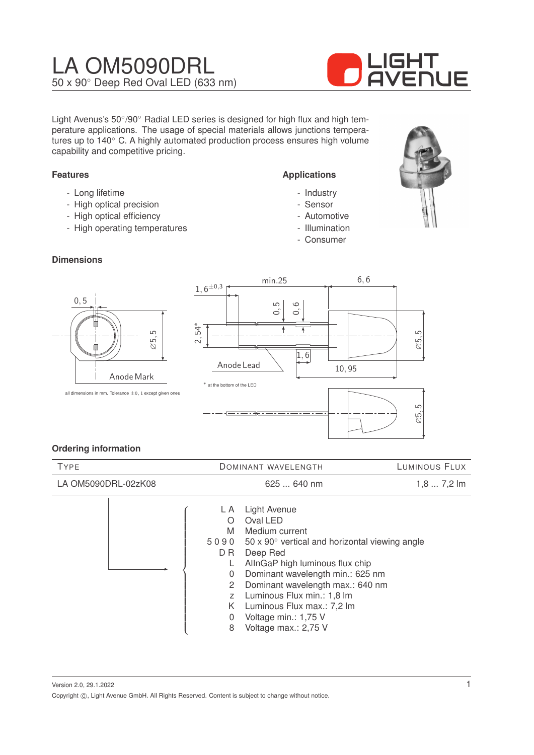# LA OM5090DRL

50 x 90° Deep Red Oval LED (633 nm)

Light Avenus's 50°/90° Radial LED series is designed for high flux and high temperature applications. The usage of special materials allows junctions temperatures up to 140° C. A highly automated production process ensures high volume capability and competitive pricing.

## Features

- Long lifetime
- High optical precision
- High optical efficiency
- High operating temperatures

## Applications

- Industry
- Sensor
- Automotive
- Illumination
- Consumer

## Dimensions

0,5 · Ø5,5 · Anode Mark · $1,6^{\pm 0,3}$ · min.25 · 6,6 · 0,5 · 0,6 · 2,54* · Ø5,5 · 1,6 · Anode Lead · 10,95 · Ø5,5

all dimensions in mm. Tolerance ±0, 1 except given ones

\* at the bottom of the LED

## Ordering information

| Type | Dominant Wavelength | Luminous Flux |
|---|---|---|
| LA OM5090DRL-02zK08 | 625 ... 640 nm | 1,8 ... 7,2 lm |

| Code | Meaning |
|---|---|
| L A | Light Avenue |
| O | Oval LED |
| M | Medium current |
| 5 0 9 0 | 50 x 90° vertical and horizontal viewing angle |
| D R | Deep Red |
| L | AlInGaP high luminous flux chip |
| 0 | Dominant wavelength min.: 625 nm |
| 2 | Dominant wavelength max.: 640 nm |
| z | Luminous Flux min.: 1,8 lm |
| K | Luminous Flux max.: 7,2 lm |
| 0 | Voltage min.: 1,75 V |
| 8 | Voltage max.: 2,75 V |

Version 2.0, 29.1.2022

Copyright ©, Light Avenue GmbH. All Rights Reserved. Content is subject to change without notice.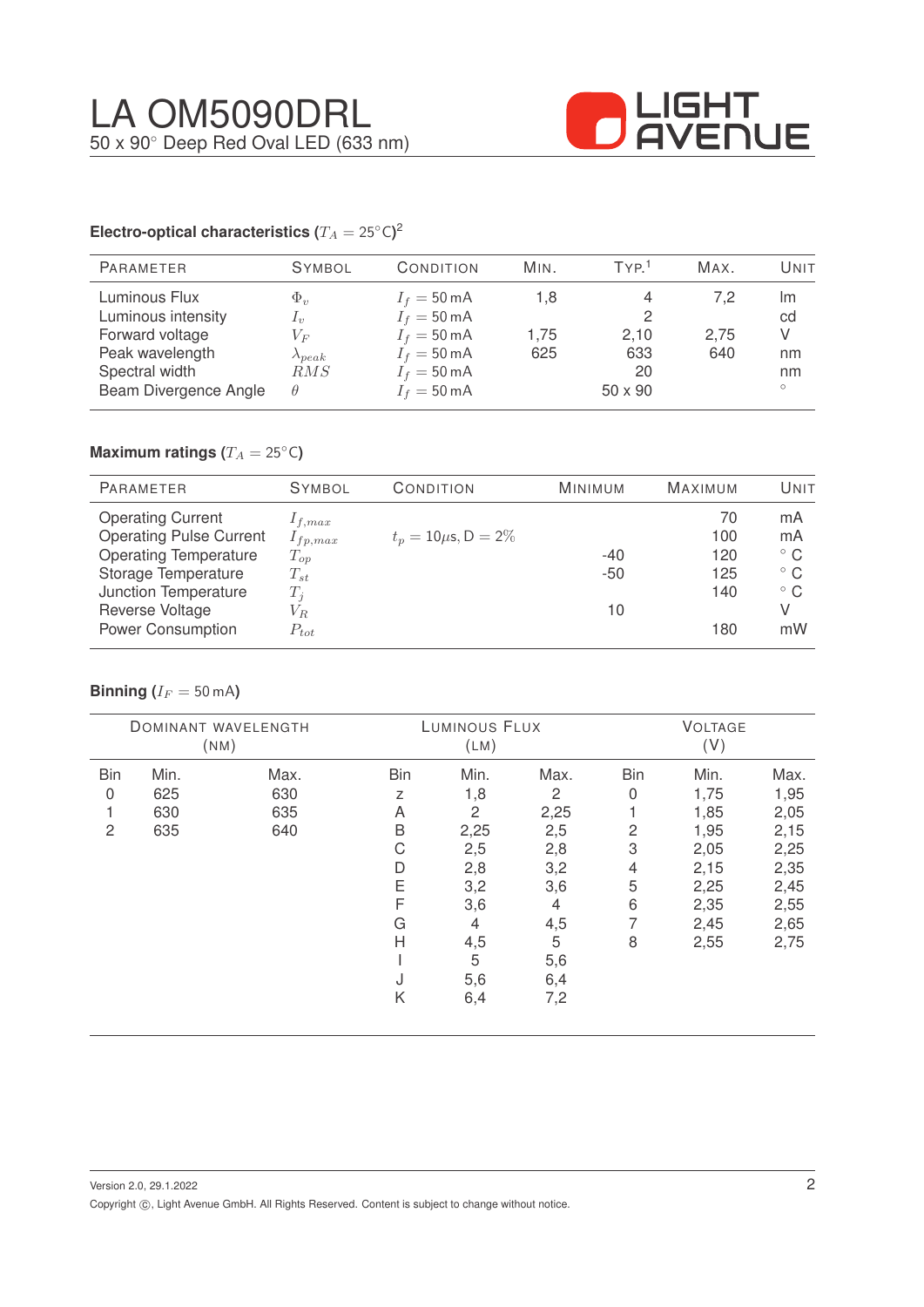# LA OM5090DRL

50 x 90° Deep Red Oval LED (633 nm)

### Electro-optical characteristics ($T_A = 25°C$)[2]

| Parameter | Symbol | Condition | Min. | Typ.[1] | Max. | Unit |
|---|---|---|---|---|---|---|
| Luminous Flux | $\Phi_v$ | $I_f = 50\,mA$ | 1,8 | 4 | 7,2 | lm |
| Luminous intensity | $I_v$ | $I_f = 50\,mA$ | | 2 | | cd |
| Forward voltage | $V_F$ | $I_f = 50\,mA$ | 1,75 | 2,10 | 2,75 | V |
| Peak wavelength | $\lambda_{peak}$ | $I_f = 50\,mA$ | 625 | 633 | 640 | nm |
| Spectral width | $RMS$ | $I_f = 50\,mA$ | | 20 | | nm |
| Beam Divergence Angle | $\theta$ | $I_f = 50\,mA$ | | 50 x 90 | | ° |

### Maximum ratings ($T_A = 25°C$)

| Parameter | Symbol | Condition | Minimum | Maximum | Unit |
|---|---|---|---|---|---|
| Operating Current | $I_{f,max}$ | | | 70 | mA |
| Operating Pulse Current | $I_{fp,max}$ | $t_p = 10\mu s$, D = 2% | | 100 | mA |
| Operating Temperature | $T_{op}$ | | -40 | 120 | ° C |
| Storage Temperature | $T_{st}$ | | -50 | 125 | ° C |
| Junction Temperature | $T_j$ | | | 140 | ° C |
| Reverse Voltage | $V_R$ | | 10 | | V |
| Power Consumption | $P_{tot}$ | | | 180 | mW |

### Binning ($I_F = 50\,mA$)

| Dominant Wavelength (nm) | | | Luminous Flux (lm) | | | Voltage (V) | | |
|---|---|---|---|---|---|---|---|---|
| Bin | Min. | Max. | Bin | Min. | Max. | Bin | Min. | Max. |
| 0 | 625 | 630 | z | 1,8 | 2 | 0 | 1,75 | 1,95 |
| 1 | 630 | 635 | A | 2 | 2,25 | 1 | 1,85 | 2,05 |
| 2 | 635 | 640 | B | 2,25 | 2,5 | 2 | 1,95 | 2,15 |
| | | | C | 2,5 | 2,8 | 3 | 2,05 | 2,25 |
| | | | D | 2,8 | 3,2 | 4 | 2,15 | 2,35 |
| | | | E | 3,2 | 3,6 | 5 | 2,25 | 2,45 |
| | | | F | 3,6 | 4 | 6 | 2,35 | 2,55 |
| | | | G | 4 | 4,5 | 7 | 2,45 | 2,65 |
| | | | H | 4,5 | 5 | 8 | 2,55 | 2,75 |
| | | | I | 5 | 5,6 | | | |
| | | | J | 5,6 | 6,4 | | | |
| | | | K | 6,4 | 7,2 | | | |

Version 2.0, 29.1.2022

Copyright ©, Light Avenue GmbH. All Rights Reserved. Content is subject to change without notice.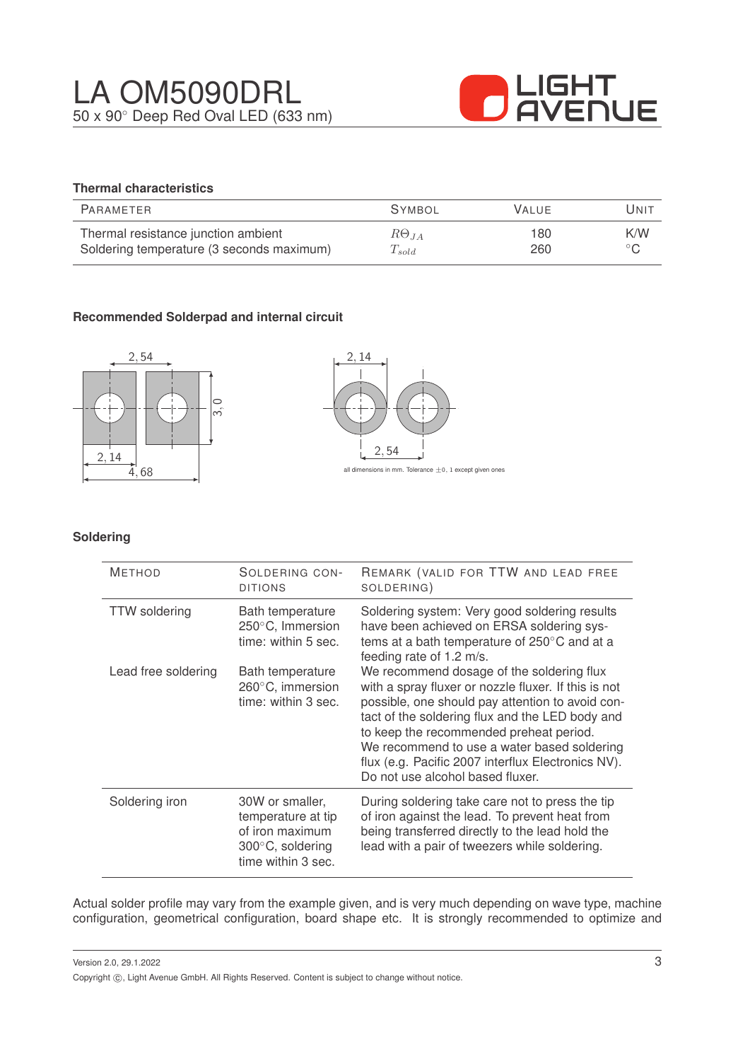# LA OM5090DRL

50 x 90° Deep Red Oval LED (633 nm)

### Thermal characteristics

| Parameter | Symbol | Value | Unit |
|---|---|---|---|
| Thermal resistance junction ambient | $R\Theta_{JA}$ | 180 | K/W |
| Soldering temperature (3 seconds maximum) | $T_{sold}$ | 260 | °C |

### Recommended Solderpad and internal circuit

2,54 &nbsp; 3,0 &nbsp; 2,14 &nbsp; 4,68 &nbsp; 2,14 &nbsp; 2,54

all dimensions in mm. Tolerance ±0,1 except given ones

### Soldering

| Method | Soldering conditions | Remark (valid for TTW and lead free soldering) |
|---|---|---|
| TTW soldering | Bath temperature 250°C, Immersion time: within 5 sec. | Soldering system: Very good soldering results have been achieved on ERSA soldering systems at a bath temperature of 250°C and at a feeding rate of 1.2 m/s. |
| Lead free soldering | Bath temperature 260°C, immersion time: within 3 sec. | We recommend dosage of the soldering flux with a spray fluxer or nozzle fluxer. If this is not possible, one should pay attention to avoid contact of the soldering flux and the LED body and to keep the recommended preheat period. We recommend to use a water based soldering flux (e.g. Pacific 2007 interflux Electronics NV). Do not use alcohol based fluxer. |
| Soldering iron | 30W or smaller, temperature at tip of iron maximum 300°C, soldering time within 3 sec. | During soldering take care not to press the tip of iron against the lead. To prevent heat from being transferred directly to the lead hold the lead with a pair of tweezers while soldering. |

Actual solder profile may vary from the example given, and is very much depending on wave type, machine configuration, geometrical configuration, board shape etc. It is strongly recommended to optimize and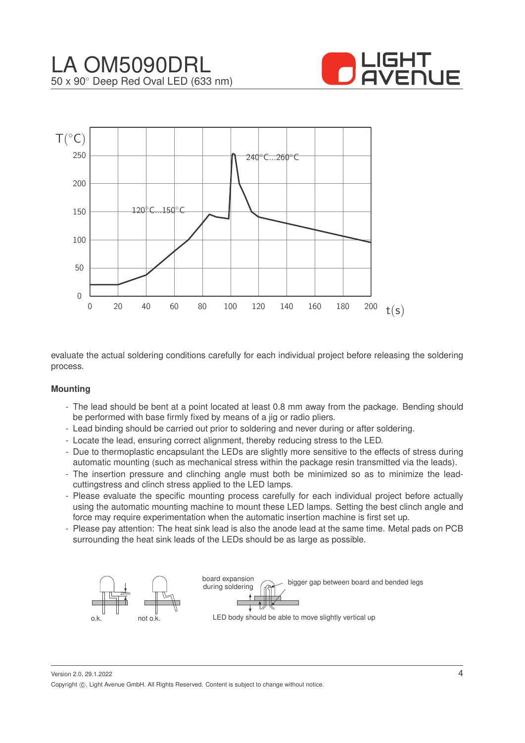evaluate the actual soldering conditions carefully for each individual project before releasing the soldering process.

**Mounting**

- The lead should be bent at a point located at least 0.8 mm away from the package. Bending should be performed with base firmly fixed by means of a jig or radio pliers.
- Lead binding should be carried out prior to soldering and never during or after soldering.
- Locate the lead, ensuring correct alignment, thereby reducing stress to the LED.
- Due to thermoplastic encapsulant the LEDs are slightly more sensitive to the effects of stress during automatic mounting (such as mechanical stress within the package resin transmitted via the leads).
- The insertion pressure and clinching angle must both be minimized so as to minimize the lead-cuttingstress and clinch stress applied to the LED lamps.
- Please evaluate the specific mounting process carefully for each individual project before actually using the automatic mounting machine to mount these LED lamps. Setting the best clinch angle and force may require experimentation when the automatic insertion machine is first set up.
- Please pay attention: The heat sink lead is also the anode lead at the same time. Metal pads on PCB surrounding the heat sink leads of the LEDs should be as large as possible.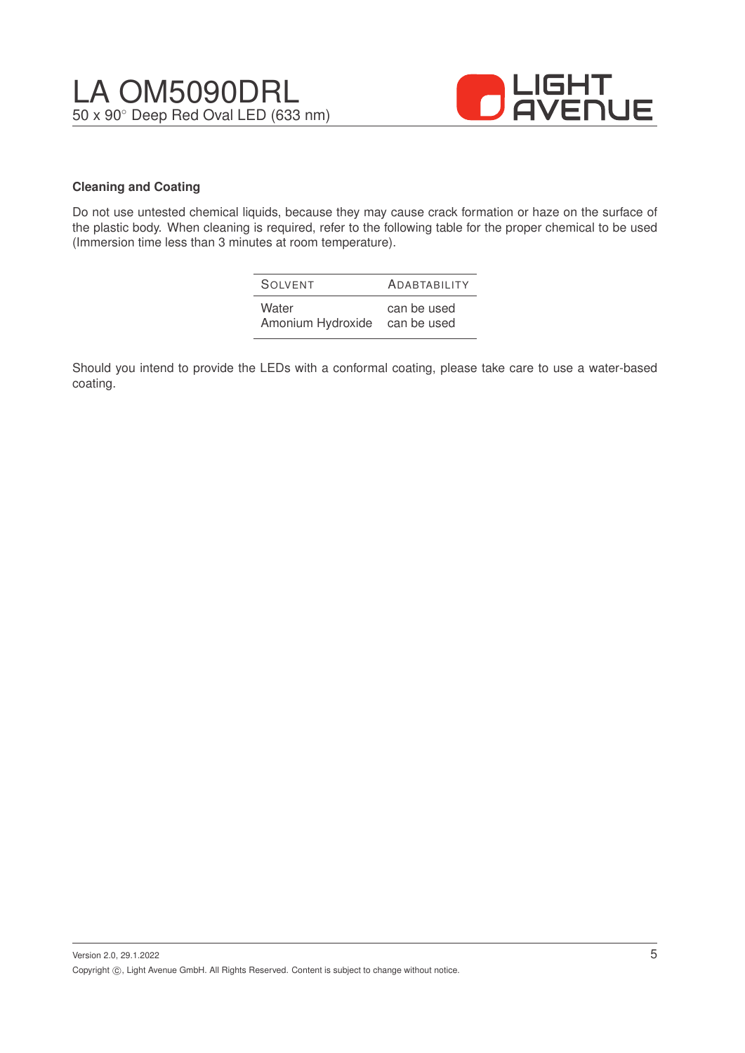### Cleaning and Coating

Do not use untested chemical liquids, because they may cause crack formation or haze on the surface of the plastic body. When cleaning is required, refer to the following table for the proper chemical to be used (Immersion time less than 3 minutes at room temperature).

| SOLVENT | ADABTABILITY |
| --- | --- |
| Water | can be used |
| Amonium Hydroxide | can be used |

Should you intend to provide the LEDs with a conformal coating, please take care to use a water-based coating.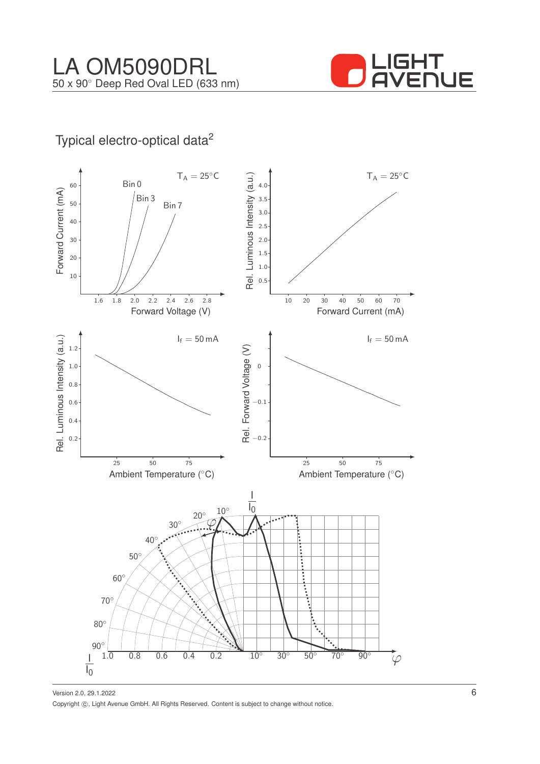# LA OM5090DRL

50 x 90° Deep Red Oval LED (633 nm)

## Typical electro-optical data[2]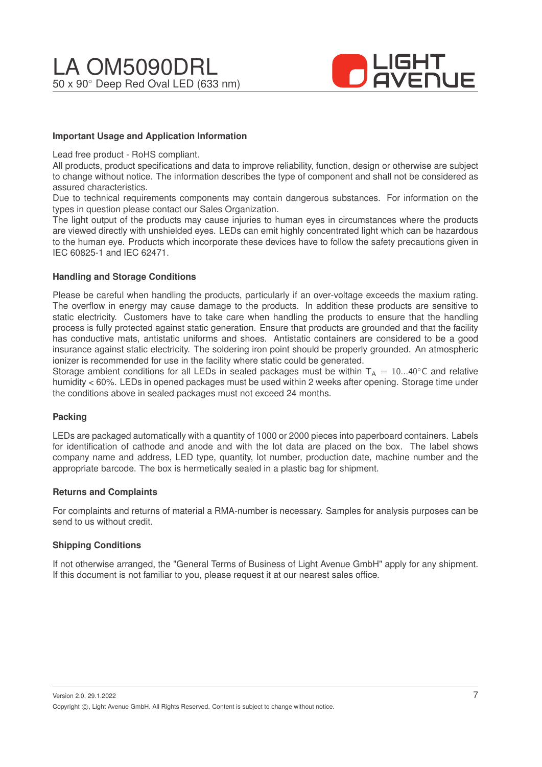# LA OM5090DRL

50 x 90° Deep Red Oval LED (633 nm)

### Important Usage and Application Information

Lead free product - RoHS compliant.
All products, product specifications and data to improve reliability, function, design or otherwise are subject to change without notice. The information describes the type of component and shall not be considered as assured characteristics.
Due to technical requirements components may contain dangerous substances. For information on the types in question please contact our Sales Organization.
The light output of the products may cause injuries to human eyes in circumstances where the products are viewed directly with unshielded eyes. LEDs can emit highly concentrated light which can be hazardous to the human eye. Products which incorporate these devices have to follow the safety precautions given in IEC 60825-1 and IEC 62471.

### Handling and Storage Conditions

Please be careful when handling the products, particularly if an over-voltage exceeds the maxium rating. The overflow in energy may cause damage to the products. In addition these products are sensitive to static electricity. Customers have to take care when handling the products to ensure that the handling process is fully protected against static generation. Ensure that products are grounded and that the facility has conductive mats, antistatic uniforms and shoes. Antistatic containers are considered to be a good insurance against static electricity. The soldering iron point should be properly grounded. An atmospheric ionizer is recommended for use in the facility where static could be generated.
Storage ambient conditions for all LEDs in sealed packages must be within $T_A = 10...40°C$ and relative humidity < 60%. LEDs in opened packages must be used within 2 weeks after opening. Storage time under the conditions above in sealed packages must not exceed 24 months.

### Packing

LEDs are packaged automatically with a quantity of 1000 or 2000 pieces into paperboard containers. Labels for identification of cathode and anode and with the lot data are placed on the box. The label shows company name and address, LED type, quantity, lot number, production date, machine number and the appropriate barcode. The box is hermetically sealed in a plastic bag for shipment.

### Returns and Complaints

For complaints and returns of material a RMA-number is necessary. Samples for analysis purposes can be send to us without credit.

### Shipping Conditions

If not otherwise arranged, the "General Terms of Business of Light Avenue GmbH" apply for any shipment. If this document is not familiar to you, please request it at our nearest sales office.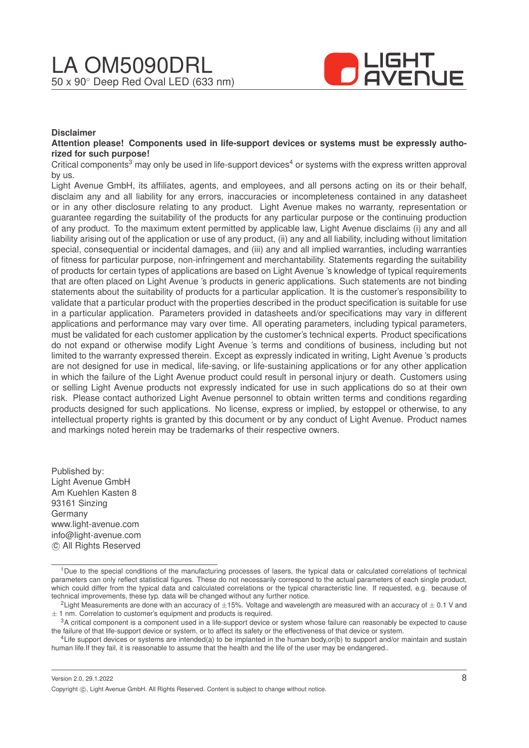**Disclaimer**

**Attention please! Components used in life-support devices or systems must be expressly authorized for such purpose!**

Critical components[3] may only be used in life-support devices[4] or systems with the express written approval by us.

Light Avenue GmbH, its affiliates, agents, and employees, and all persons acting on its or their behalf, disclaim any and all liability for any errors, inaccuracies or incompleteness contained in any datasheet or in any other disclosure relating to any product. Light Avenue makes no warranty, representation or guarantee regarding the suitability of the products for any particular purpose or the continuing production of any product. To the maximum extent permitted by applicable law, Light Avenue disclaims (i) any and all liability arising out of the application or use of any product, (ii) any and all liability, including without limitation special, consequential or incidental damages, and (iii) any and all implied warranties, including warranties of fitness for particular purpose, non-infringement and merchantability. Statements regarding the suitability of products for certain types of applications are based on Light Avenue 's knowledge of typical requirements that are often placed on Light Avenue 's products in generic applications. Such statements are not binding statements about the suitability of products for a particular application. It is the customer's responsibility to validate that a particular product with the properties described in the product specification is suitable for use in a particular application. Parameters provided in datasheets and/or specifications may vary in different applications and performance may vary over time. All operating parameters, including typical parameters, must be validated for each customer application by the customer's technical experts. Product specifications do not expand or otherwise modify Light Avenue 's terms and conditions of business, including but not limited to the warranty expressed therein. Except as expressly indicated in writing, Light Avenue 's products are not designed for use in medical, life-saving, or life-sustaining applications or for any other application in which the failure of the Light Avenue product could result in personal injury or death. Customers using or selling Light Avenue products not expressly indicated for use in such applications do so at their own risk. Please contact authorized Light Avenue personnel to obtain written terms and conditions regarding products designed for such applications. No license, express or implied, by estoppel or otherwise, to any intellectual property rights is granted by this document or by any conduct of Light Avenue. Product names and markings noted herein may be trademarks of their respective owners.

Published by:
Light Avenue GmbH
Am Kuehlen Kasten 8
93161 Sinzing
Germany
www.light-avenue.com
info@light-avenue.com
© All Rights Reserved

[1] Due to the special conditions of the manufacturing processes of lasers, the typical data or calculated correlations of technical parameters can only reflect statistical figures. These do not necessarily correspond to the actual parameters of each single product, which could differ from the typical data and calculated correlations or the typical characteristic line. If requested, e.g. because of technical improvements, these typ. data will be changed without any further notice.

[2] Light Measurements are done with an accuracy of $\pm$15%. Voltage and wavelength are measured with an accuracy of $\pm$ 0.1 V and $\pm$ 1 nm. Correlation to customer's equipment and products is required.

[3] A critical component is a component used in a life-support device or system whose failure can reasonably be expected to cause the failure of that life-support device or system, or to affect its safety or the effectiveness of that device or system.

[4] Life support devices or systems are intended(a) to be implanted in the human body,or(b) to support and/or maintain and sustain human life.If they fail, it is reasonable to assume that the health and the life of the user may be endangered..